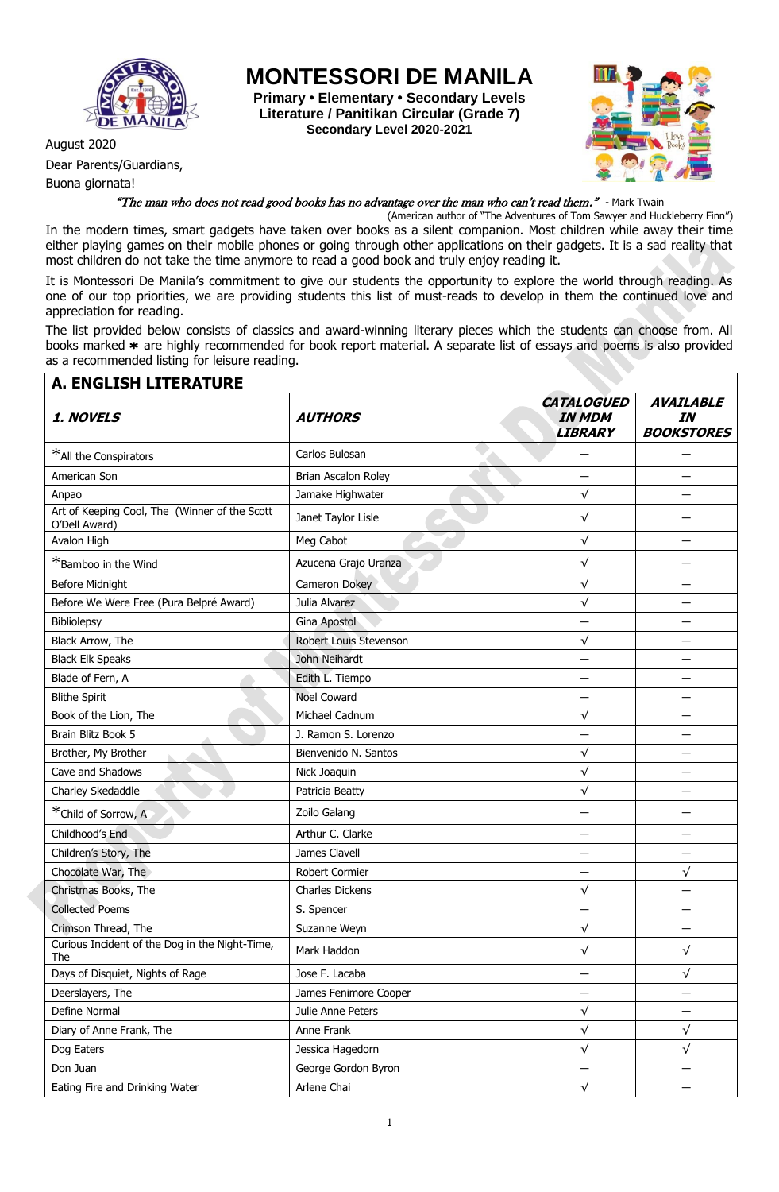# MONTESSORI DE MANILA

**Primary • Elementary • Secondary Levels**
**Literature / Panitikan Circular (Grade 7)**
**Secondary Level 2020-2021**

August 2020

Dear Parents/Guardians,

Buona giornata!

*"The man who does not read good books has no advantage over the man who can't read them."* - Mark Twain
(American author of "The Adventures of Tom Sawyer and Huckleberry Finn")

In the modern times, smart gadgets have taken over books as a silent companion. Most children while away their time either playing games on their mobile phones or going through other applications on their gadgets. It is a sad reality that most children do not take the time anymore to read a good book and truly enjoy reading it.

It is Montessori De Manila's commitment to give our students the opportunity to explore the world through reading. As one of our top priorities, we are providing students this list of must-reads to develop in them the continued love and appreciation for reading.

The list provided below consists of classics and award-winning literary pieces which the students can choose from. All books marked ✱ are highly recommended for book report material. A separate list of essays and poems is also provided as a recommended listing for leisure reading.

## A. ENGLISH LITERATURE

| *1. NOVELS* | *AUTHORS* | *CATALOGUED IN MDM LIBRARY* | *AVAILABLE IN BOOKSTORES* |
|---|---|---|---|
| *All the Conspirators | Carlos Bulosan | — | — |
| American Son | Brian Ascalon Roley | — | — |
| Anpao | Jamake Highwater | √ | — |
| Art of Keeping Cool, The (Winner of the Scott O'Dell Award) | Janet Taylor Lisle | √ | — |
| Avalon High | Meg Cabot | √ | — |
| *Bamboo in the Wind | Azucena Grajo Uranza | √ | — |
| Before Midnight | Cameron Dokey | √ | — |
| Before We Were Free (Pura Belpré Award) | Julia Alvarez | √ | — |
| Bibliolepsy | Gina Apostol | — | — |
| Black Arrow, The | Robert Louis Stevenson | √ | — |
| Black Elk Speaks | John Neihardt | — | — |
| Blade of Fern, A | Edith L. Tiempo | — | — |
| Blithe Spirit | Noel Coward | — | — |
| Book of the Lion, The | Michael Cadnum | √ | — |
| Brain Blitz Book 5 | J. Ramon S. Lorenzo | — | — |
| Brother, My Brother | Bienvenido N. Santos | √ | — |
| Cave and Shadows | Nick Joaquin | √ | — |
| Charley Skedaddle | Patricia Beatty | √ | — |
| *Child of Sorrow, A | Zoilo Galang | — | — |
| Childhood's End | Arthur C. Clarke | — | — |
| Children's Story, The | James Clavell | — | — |
| Chocolate War, The | Robert Cormier | — | √ |
| Christmas Books, The | Charles Dickens | √ | — |
| Collected Poems | S. Spencer | — | — |
| Crimson Thread, The | Suzanne Weyn | √ | — |
| Curious Incident of the Dog in the Night-Time, The | Mark Haddon | √ | √ |
| Days of Disquiet, Nights of Rage | Jose F. Lacaba | — | √ |
| Deerslayers, The | James Fenimore Cooper | — | — |
| Define Normal | Julie Anne Peters | √ | — |
| Diary of Anne Frank, The | Anne Frank | √ | √ |
| Dog Eaters | Jessica Hagedorn | √ | √ |
| Don Juan | George Gordon Byron | — | — |
| Eating Fire and Drinking Water | Arlene Chai | √ | — |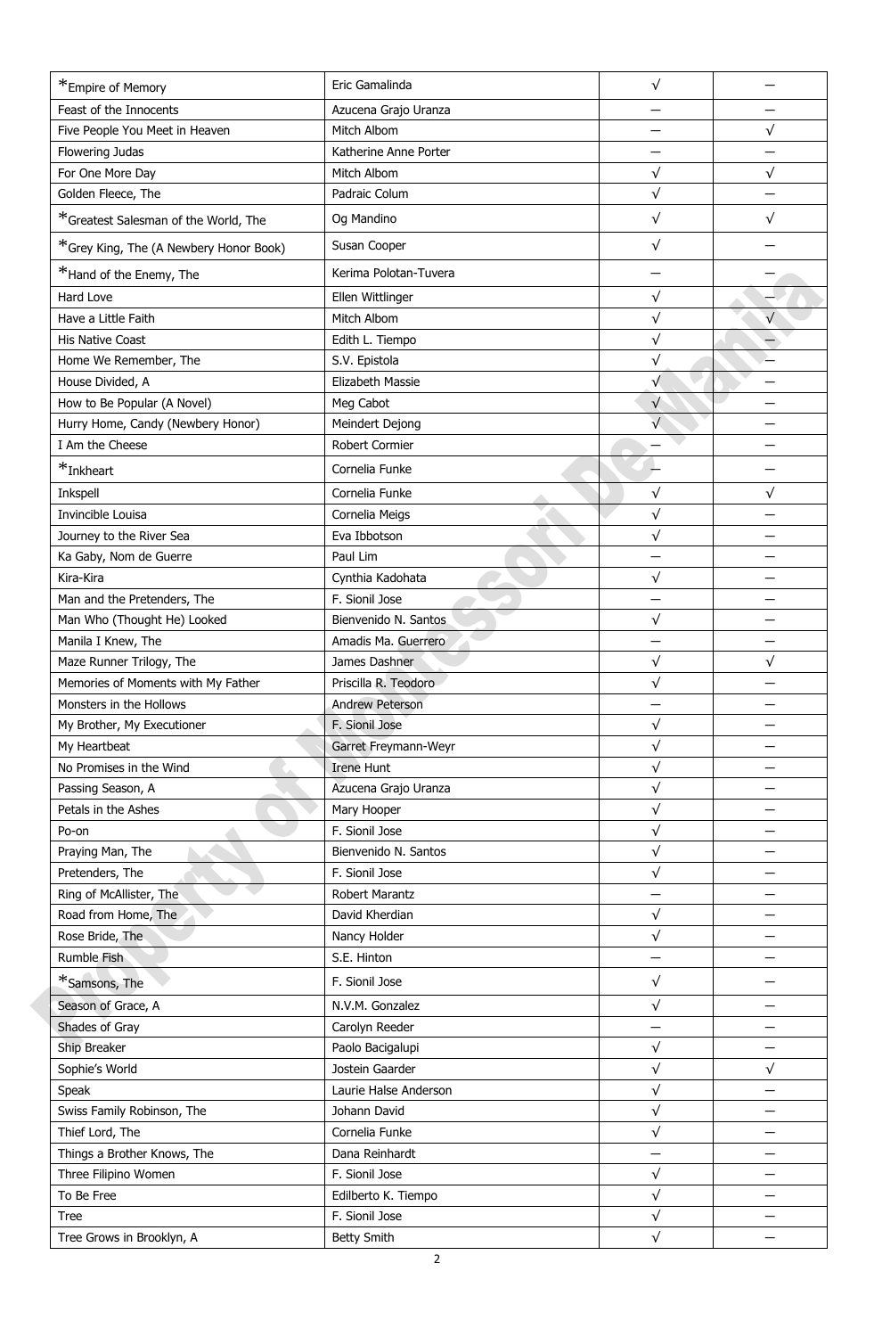| | | | |
|---|---|---|---|
| *Empire of Memory | Eric Gamalinda | √ | — |
| Feast of the Innocents | Azucena Grajo Uranza | — | — |
| Five People You Meet in Heaven | Mitch Albom | — | √ |
| Flowering Judas | Katherine Anne Porter | — | — |
| For One More Day | Mitch Albom | √ | √ |
| Golden Fleece, The | Padraic Colum | √ | — |
| *Greatest Salesman of the World, The | Og Mandino | √ | √ |
| *Grey King, The (A Newbery Honor Book) | Susan Cooper | √ | — |
| *Hand of the Enemy, The | Kerima Polotan-Tuvera | — | — |
| Hard Love | Ellen Wittlinger | √ | — |
| Have a Little Faith | Mitch Albom | √ | √ |
| His Native Coast | Edith L. Tiempo | √ | — |
| Home We Remember, The | S.V. Epistola | √ | — |
| House Divided, A | Elizabeth Massie | √ | — |
| How to Be Popular (A Novel) | Meg Cabot | √ | — |
| Hurry Home, Candy (Newbery Honor) | Meindert Dejong | √ | — |
| I Am the Cheese | Robert Cormier | — | — |
| *Inkheart | Cornelia Funke | — | — |
| Inkspell | Cornelia Funke | √ | √ |
| Invincible Louisa | Cornelia Meigs | √ | — |
| Journey to the River Sea | Eva Ibbotson | √ | — |
| Ka Gaby, Nom de Guerre | Paul Lim | — | — |
| Kira-Kira | Cynthia Kadohata | √ | — |
| Man and the Pretenders, The | F. Sionil Jose | — | — |
| Man Who (Thought He) Looked | Bienvenido N. Santos | √ | — |
| Manila I Knew, The | Amadis Ma. Guerrero | — | — |
| Maze Runner Trilogy, The | James Dashner | √ | √ |
| Memories of Moments with My Father | Priscilla R. Teodoro | √ | — |
| Monsters in the Hollows | Andrew Peterson | — | — |
| My Brother, My Executioner | F. Sionil Jose | √ | — |
| My Heartbeat | Garret Freymann-Weyr | √ | — |
| No Promises in the Wind | Irene Hunt | √ | — |
| Passing Season, A | Azucena Grajo Uranza | √ | — |
| Petals in the Ashes | Mary Hooper | √ | — |
| Po-on | F. Sionil Jose | √ | — |
| Praying Man, The | Bienvenido N. Santos | √ | — |
| Pretenders, The | F. Sionil Jose | √ | — |
| Ring of McAllister, The | Robert Marantz | — | — |
| Road from Home, The | David Kherdian | √ | — |
| Rose Bride, The | Nancy Holder | √ | — |
| Rumble Fish | S.E. Hinton | — | — |
| *Samsons, The | F. Sionil Jose | √ | — |
| Season of Grace, A | N.V.M. Gonzalez | √ | — |
| Shades of Gray | Carolyn Reeder | — | — |
| Ship Breaker | Paolo Bacigalupi | √ | — |
| Sophie's World | Jostein Gaarder | √ | √ |
| Speak | Laurie Halse Anderson | √ | — |
| Swiss Family Robinson, The | Johann David | √ | — |
| Thief Lord, The | Cornelia Funke | √ | — |
| Things a Brother Knows, The | Dana Reinhardt | — | — |
| Three Filipino Women | F. Sionil Jose | √ | — |
| To Be Free | Edilberto K. Tiempo | √ | — |
| Tree | F. Sionil Jose | √ | — |
| Tree Grows in Brooklyn, A | Betty Smith | √ | — |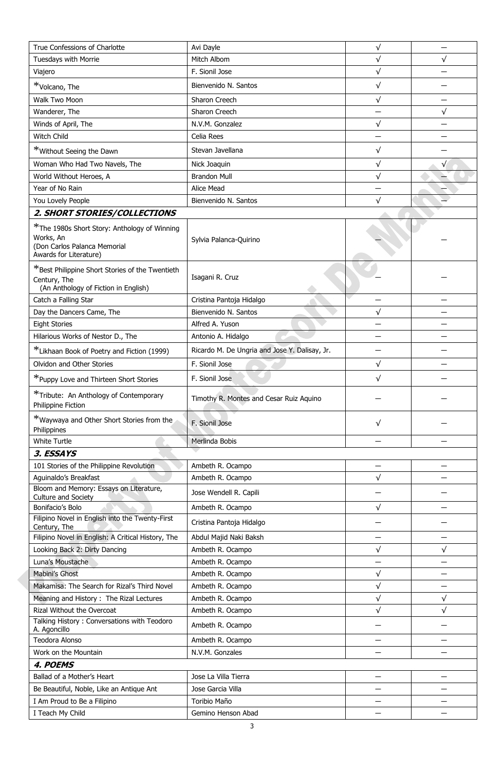| | | | |
|---|---|---|---|
| True Confessions of Charlotte | Avi Dayle | √ | — |
| Tuesdays with Morrie | Mitch Albom | √ | √ |
| Viajero | F. Sionil Jose | √ | — |
| *Volcano, The | Bienvenido N. Santos | √ | — |
| Walk Two Moon | Sharon Creech | √ | — |
| Wanderer, The | Sharon Creech | — | √ |
| Winds of April, The | N.V.M. Gonzalez | √ | — |
| Witch Child | Celia Rees | — | — |
| *Without Seeing the Dawn | Stevan Javellana | √ | — |
| Woman Who Had Two Navels, The | Nick Joaquin | √ | √ |
| World Without Heroes, A | Brandon Mull | √ | — |
| Year of No Rain | Alice Mead | — | — |
| You Lovely People | Bienvenido N. Santos | √ | — |
| ***2. SHORT STORIES/COLLECTIONS*** | | | |
| *The 1980s Short Story: Anthology of Winning Works, An (Don Carlos Palanca Memorial Awards for Literature) | Sylvia Palanca-Quirino | — | — |
| *Best Philippine Short Stories of the Twentieth Century, The (An Anthology of Fiction in English) | Isagani R. Cruz | — | — |
| Catch a Falling Star | Cristina Pantoja Hidalgo | — | — |
| Day the Dancers Came, The | Bienvenido N. Santos | √ | — |
| Eight Stories | Alfred A. Yuson | — | — |
| Hilarious Works of Nestor D., The | Antonio A. Hidalgo | — | — |
| *Likhaan Book of Poetry and Fiction (1999) | Ricardo M. De Ungria and Jose Y. Dalisay, Jr. | — | — |
| Olvidon and Other Stories | F. Sionil Jose | √ | — |
| *Puppy Love and Thirteen Short Stories | F. Sionil Jose | √ | — |
| *Tribute: An Anthology of Contemporary Philippine Fiction | Timothy R. Montes and Cesar Ruiz Aquino | — | — |
| *Waywaya and Other Short Stories from the Philippines | F. Sionil Jose | √ | — |
| White Turtle | Merlinda Bobis | — | — |
| ***3. ESSAYS*** | | | |
| 101 Stories of the Philippine Revolution | Ambeth R. Ocampo | — | — |
| Aguinaldo's Breakfast | Ambeth R. Ocampo | √ | — |
| Bloom and Memory: Essays on Literature, Culture and Society | Jose Wendell R. Capili | — | — |
| Bonifacio's Bolo | Ambeth R. Ocampo | √ | — |
| Filipino Novel in English into the Twenty-First Century, The | Cristina Pantoja Hidalgo | — | — |
| Filipino Novel in English: A Critical History, The | Abdul Majid Naki Baksh | — | — |
| Looking Back 2: Dirty Dancing | Ambeth R. Ocampo | √ | √ |
| Luna's Moustache | Ambeth R. Ocampo | — | — |
| Mabini's Ghost | Ambeth R. Ocampo | √ | — |
| Makamisa: The Search for Rizal's Third Novel | Ambeth R. Ocampo | √ | — |
| Meaning and History : The Rizal Lectures | Ambeth R. Ocampo | √ | √ |
| Rizal Without the Overcoat | Ambeth R. Ocampo | √ | √ |
| Talking History : Conversations with Teodoro A. Agoncillo | Ambeth R. Ocampo | — | — |
| Teodora Alonso | Ambeth R. Ocampo | — | — |
| Work on the Mountain | N.V.M. Gonzales | — | — |
| ***4. POEMS*** | | | |
| Ballad of a Mother's Heart | Jose La Villa Tierra | — | — |
| Be Beautiful, Noble, Like an Antique Ant | Jose Garcia Villa | — | — |
| I Am Proud to Be a Filipino | Toribio Maño | — | — |
| I Teach My Child | Gemino Henson Abad | — | — |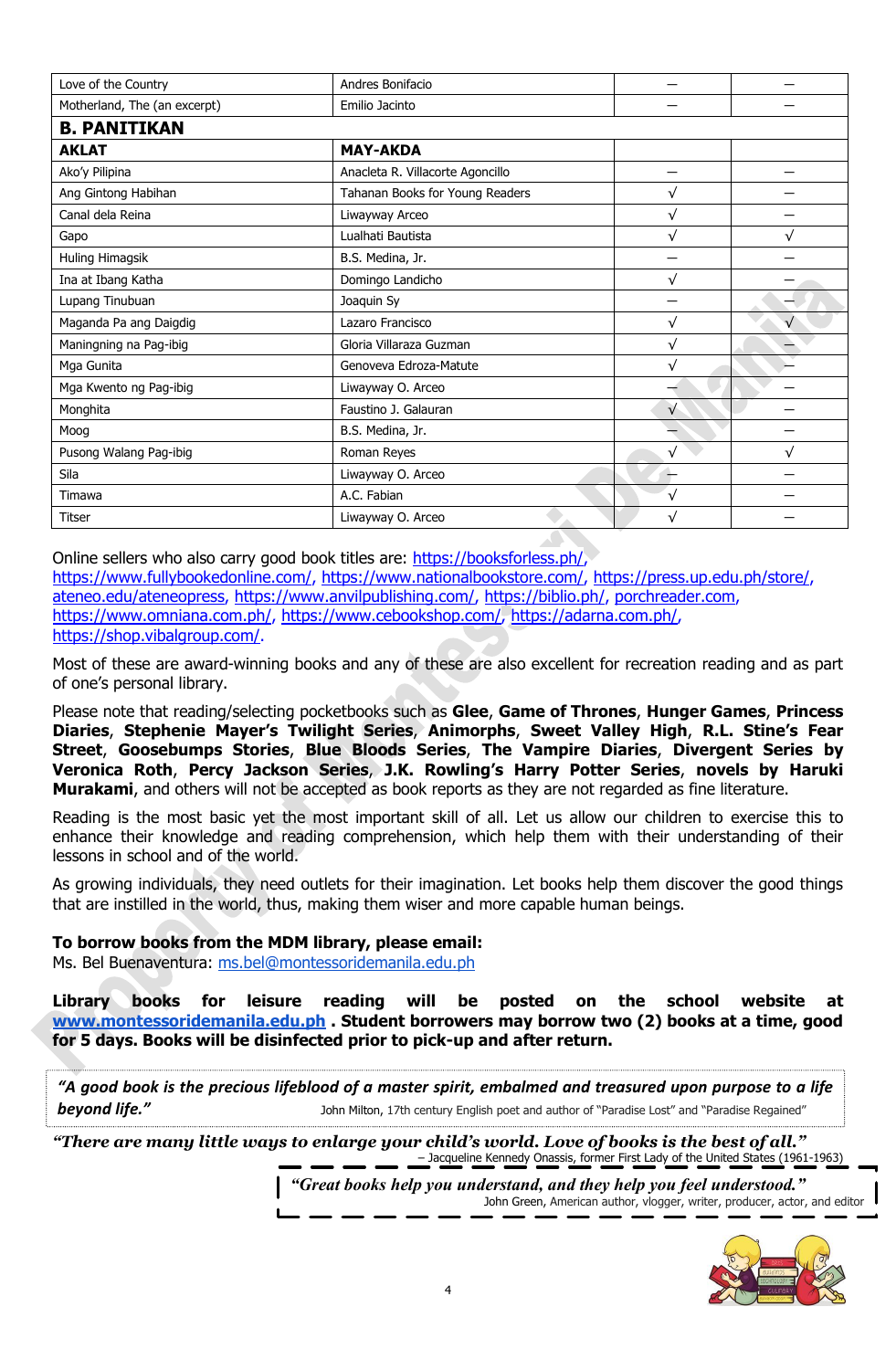| Love of the Country | Andres Bonifacio | — | — |
|---|---|---|---|
| Motherland, The (an excerpt) | Emilio Jacinto | — | — |
| **B. PANITIKAN** | | | |
| **AKLAT** | **MAY-AKDA** | | |
| Ako'y Pilipina | Anacleta R. Villacorte Agoncillo | — | — |
| Ang Gintong Habihan | Tahanan Books for Young Readers | √ | — |
| Canal dela Reina | Liwayway Arceo | √ | — |
| Gapo | Lualhati Bautista | √ | √ |
| Huling Himagsik | B.S. Medina, Jr. | — | — |
| Ina at Ibang Katha | Domingo Landicho | √ | — |
| Lupang Tinubuan | Joaquin Sy | — | — |
| Maganda Pa ang Daigdig | Lazaro Francisco | √ | √ |
| Maningning na Pag-ibig | Gloria Villaraza Guzman | √ | — |
| Mga Gunita | Genoveva Edroza-Matute | √ | — |
| Mga Kwento ng Pag-ibig | Liwayway O. Arceo | — | — |
| Monghita | Faustino J. Galauran | √ | — |
| Moog | B.S. Medina, Jr. | — | — |
| Pusong Walang Pag-ibig | Roman Reyes | √ | √ |
| Sila | Liwayway O. Arceo | — | — |
| Timawa | A.C. Fabian | √ | — |
| Titser | Liwayway O. Arceo | √ | — |

Online sellers who also carry good book titles are: https://booksforless.ph/, https://www.fullybookedonline.com/, https://www.nationalbookstore.com/, https://press.up.edu.ph/store/, ateneo.edu/ateneopress, https://www.anvilpublishing.com/, https://biblio.ph/, porchreader.com, https://www.omniana.com.ph/, https://www.cebookshop.com/, https://adarna.com.ph/, https://shop.vibalgroup.com/.

Most of these are award-winning books and any of these are also excellent for recreation reading and as part of one's personal library.

Please note that reading/selecting pocketbooks such as **Glee**, **Game of Thrones**, **Hunger Games**, **Princess Diaries**, **Stephenie Mayer's Twilight Series**, **Animorphs**, **Sweet Valley High**, **R.L. Stine's Fear Street**, **Goosebumps Stories**, **Blue Bloods Series**, **The Vampire Diaries**, **Divergent Series by Veronica Roth**, **Percy Jackson Series**, **J.K. Rowling's Harry Potter Series**, **novels by Haruki Murakami**, and others will not be accepted as book reports as they are not regarded as fine literature.

Reading is the most basic yet the most important skill of all. Let us allow our children to exercise this to enhance their knowledge and reading comprehension, which help them with their understanding of their lessons in school and of the world.

As growing individuals, they need outlets for their imagination. Let books help them discover the good things that are instilled in the world, thus, making them wiser and more capable human beings.

**To borrow books from the MDM library, please email:**
Ms. Bel Buenaventura: ms.bel@montessoridemanila.edu.ph

**Library books for leisure reading will be posted on the school website at www.montessoridemanila.edu.ph . Student borrowers may borrow two (2) books at a time, good for 5 days. Books will be disinfected prior to pick-up and after return.**

***"A good book is the precious lifeblood of a master spirit, embalmed and treasured upon purpose to a life beyond life."*** John Milton, 17th century English poet and author of "Paradise Lost" and "Paradise Regained"

***"There are many little ways to enlarge your child's world. Love of books is the best of all."*** – Jacqueline Kennedy Onassis, former First Lady of the United States (1961-1963)

***"Great books help you understand, and they help you feel understood."*** John Green, American author, vlogger, writer, producer, actor, and editor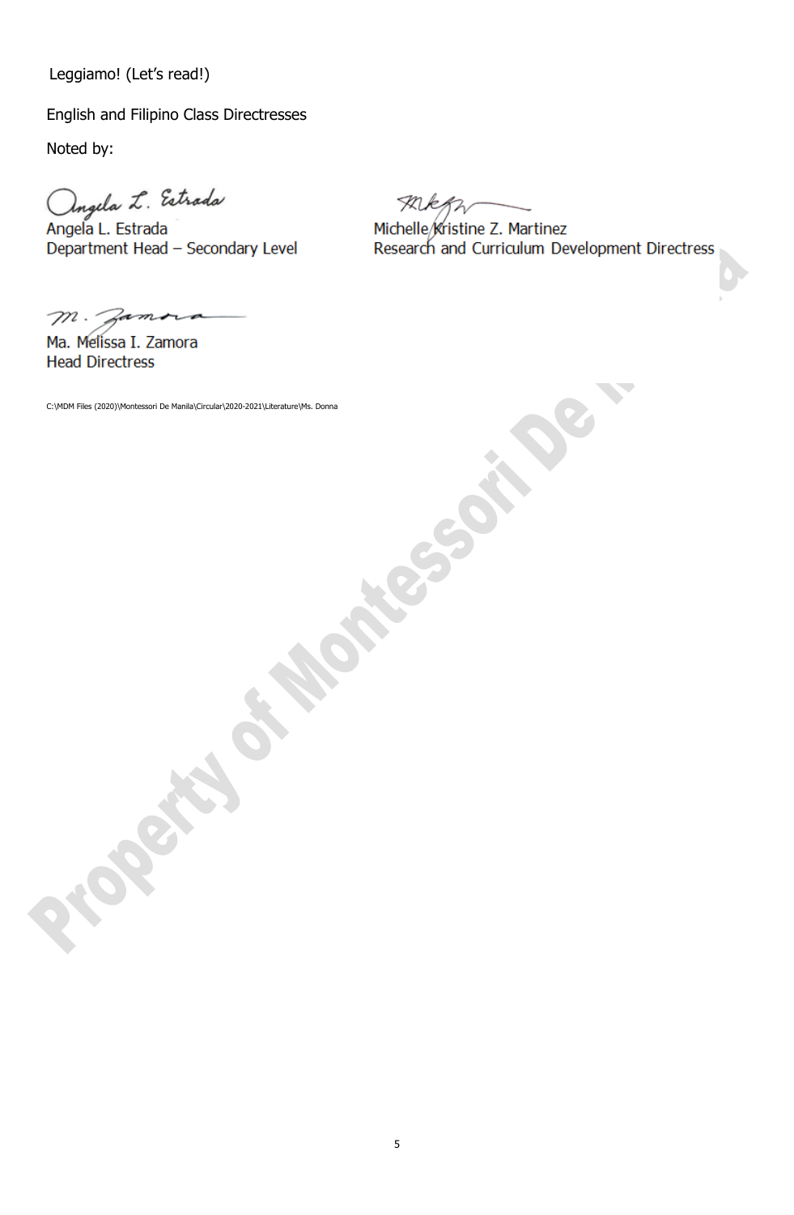Leggiamo! (Let's read!)

English and Filipino Class Directresses

Noted by:

Angela L. Estrada
Department Head – Secondary Level

Michelle Kristine Z. Martinez
Research and Curriculum Development Directress

Ma. Melissa I. Zamora
Head Directress

C:\MDM Files (2020)\Montessori De Manila\Circular\2020-2021\Literature\Ms. Donna